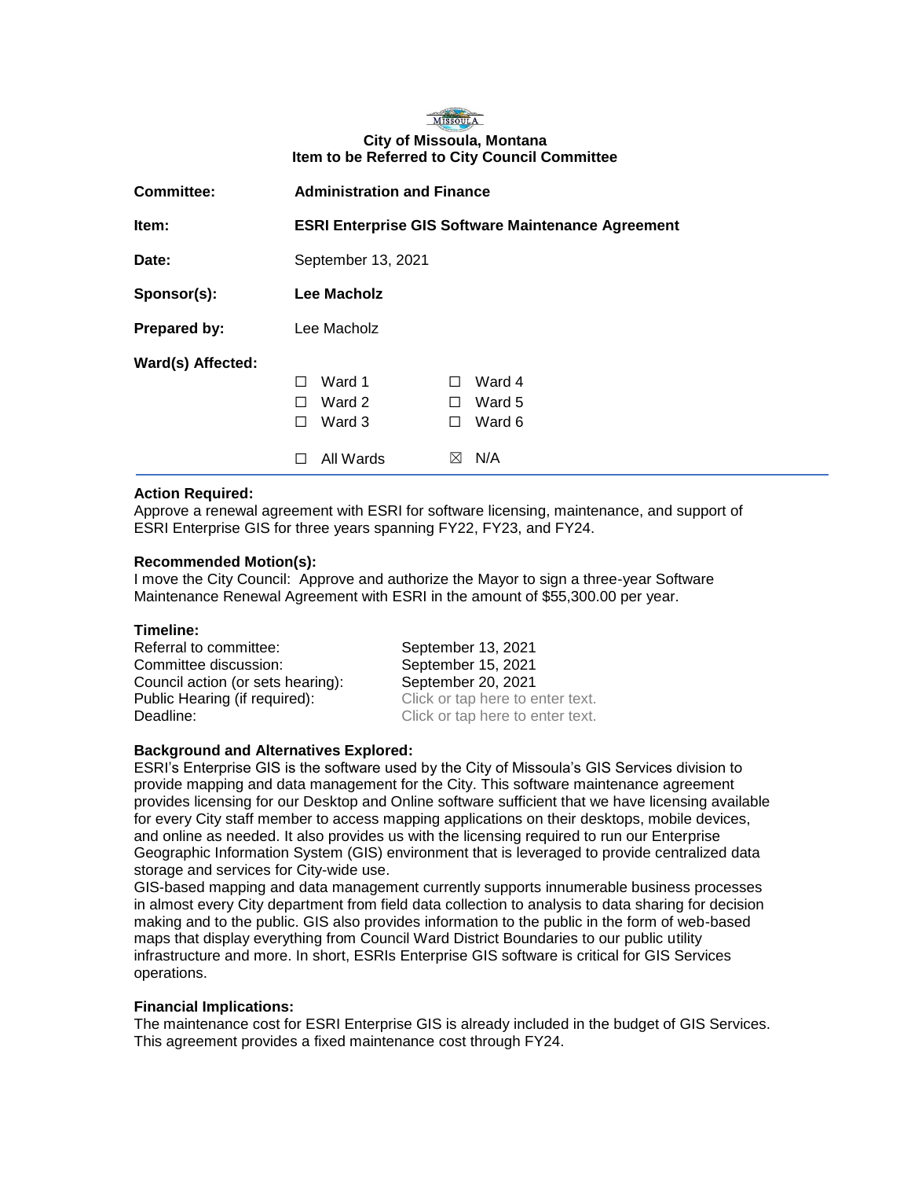**City of Missoula, Montana**
**Item to be Referred to City Council Committee**

| | |
|---|---|
| **Committee:** | **Administration and Finance** |
| **Item:** | **ESRI Enterprise GIS Software Maintenance Agreement** |
| **Date:** | September 13, 2021 |
| **Sponsor(s):** | **Lee Macholz** |
| **Prepared by:** | Lee Macholz |
| **Ward(s) Affected:** | ☐ Ward 1 ☐ Ward 4<br>☐ Ward 2 ☐ Ward 5<br>☐ Ward 3 ☐ Ward 6<br>☐ All Wards ☒ N/A |

**Action Required:**
Approve a renewal agreement with ESRI for software licensing, maintenance, and support of ESRI Enterprise GIS for three years spanning FY22, FY23, and FY24.

**Recommended Motion(s):**
I move the City Council: Approve and authorize the Mayor to sign a three-year Software Maintenance Renewal Agreement with ESRI in the amount of $55,300.00 per year.

**Timeline:**

| | |
|---|---|
| Referral to committee: | September 13, 2021 |
| Committee discussion: | September 15, 2021 |
| Council action (or sets hearing): | September 20, 2021 |
| Public Hearing (if required): | Click or tap here to enter text. |
| Deadline: | Click or tap here to enter text. |

**Background and Alternatives Explored:**
ESRI's Enterprise GIS is the software used by the City of Missoula's GIS Services division to provide mapping and data management for the City. This software maintenance agreement provides licensing for our Desktop and Online software sufficient that we have licensing available for every City staff member to access mapping applications on their desktops, mobile devices, and online as needed. It also provides us with the licensing required to run our Enterprise Geographic Information System (GIS) environment that is leveraged to provide centralized data storage and services for City-wide use.
GIS-based mapping and data management currently supports innumerable business processes in almost every City department from field data collection to analysis to data sharing for decision making and to the public. GIS also provides information to the public in the form of web-based maps that display everything from Council Ward District Boundaries to our public utility infrastructure and more. In short, ESRIs Enterprise GIS software is critical for GIS Services operations.

**Financial Implications:**
The maintenance cost for ESRI Enterprise GIS is already included in the budget of GIS Services. This agreement provides a fixed maintenance cost through FY24.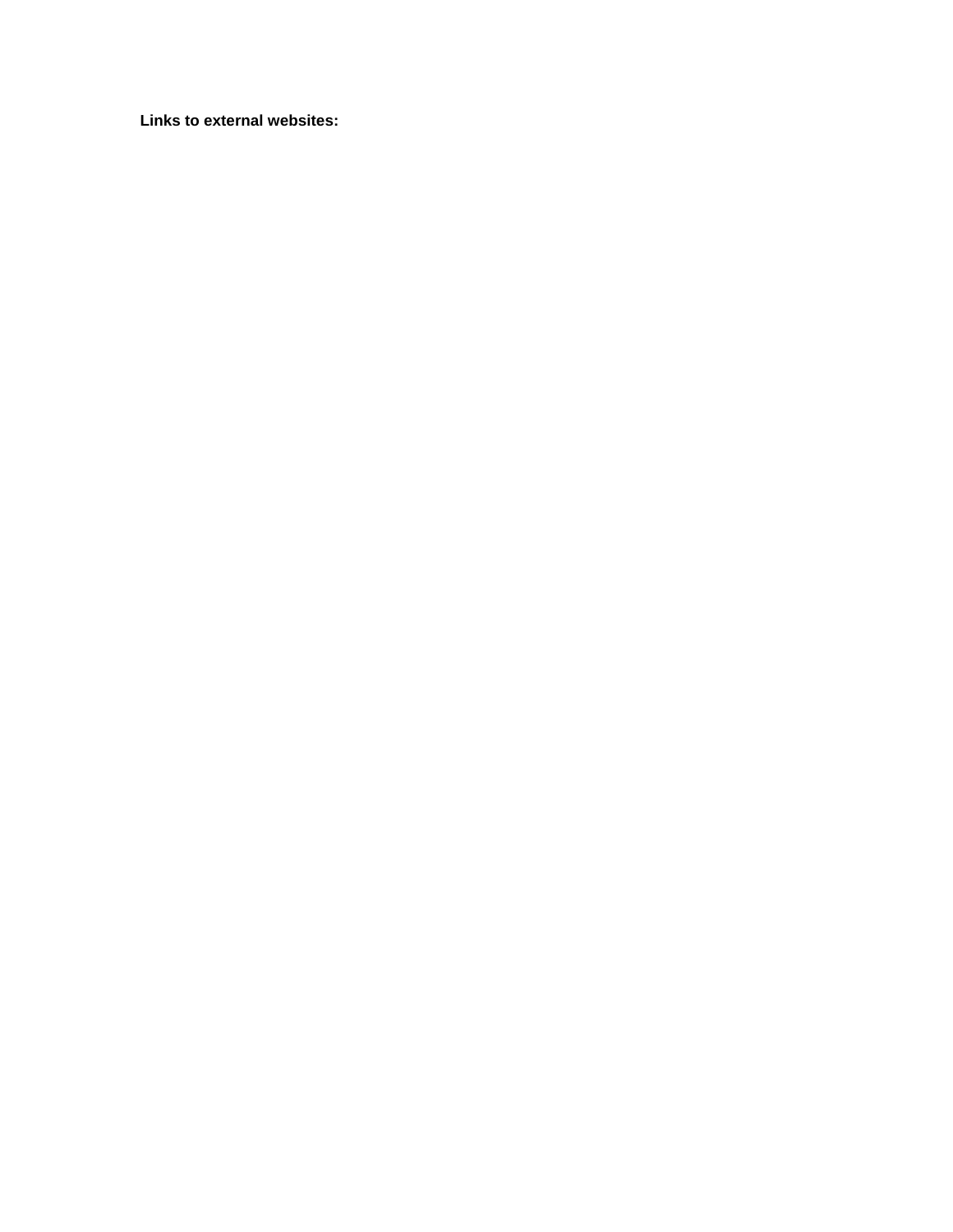**Links to external websites:**